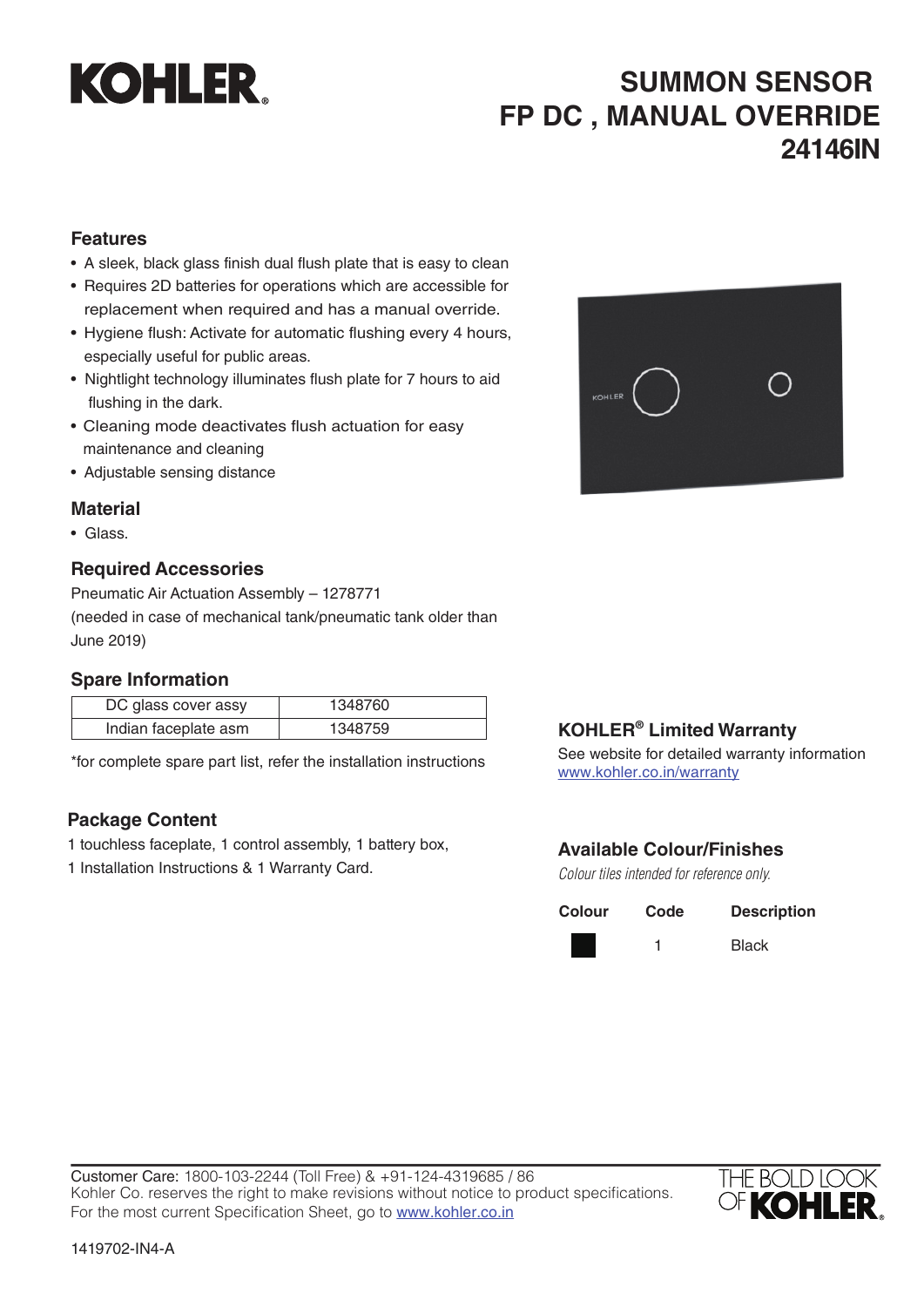# SUMMON SENSOR FP DC , MANUAL OVERRIDE 24146IN

### Features

- A sleek, black glass finish dual flush plate that is easy to clean
- Requires 2D batteries for operations which are accessible for replacement when required and has a manual override.
- Hygiene flush: Activate for automatic flushing every 4 hours, especially useful for public areas.
- Nightlight technology illuminates flush plate for 7 hours to aid flushing in the dark.
- Cleaning mode deactivates flush actuation for easy maintenance and cleaning
- Adjustable sensing distance

### Material

- Glass.

### Required Accessories

Pneumatic Air Actuation Assembly – 1278771
(needed in case of mechanical tank/pneumatic tank older than June 2019)

### Spare Information

| DC glass cover assy | 1348760 |
|---|---|
| Indian faceplate asm | 1348759 |

*for complete spare part list, refer the installation instructions

### Package Content

1 touchless faceplate, 1 control assembly, 1 battery box,
1 Installation Instructions & 1 Warranty Card.

### KOHLER® Limited Warranty

See website for detailed warranty information
www.kohler.co.in/warranty

### Available Colour/Finishes

*Colour tiles intended for reference only.*

| Colour | Code | Description |
|---|---|---|
| ■ | 1 | Black |

Customer Care: 1800-103-2244 (Toll Free) & +91-124-4319685 / 86
Kohler Co. reserves the right to make revisions without notice to product specifications.
For the most current Specification Sheet, go to www.kohler.co.in

THE BOLD LOOK OF KOHLER.

1419702-IN4-A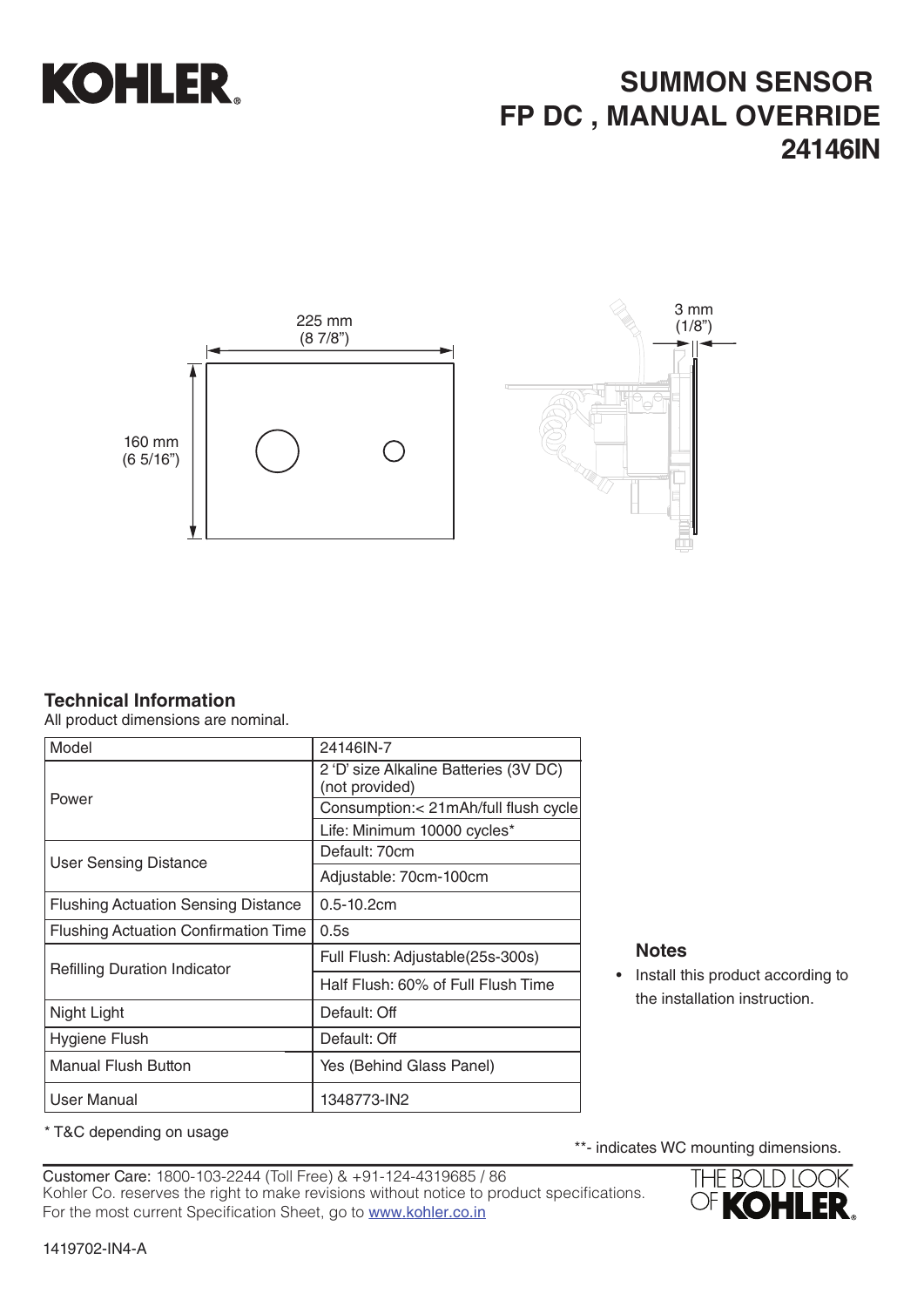# SUMMON SENSOR FP DC , MANUAL OVERRIDE 24146IN

225 mm
(8 7/8")

160 mm
(6 5/16")

3 mm
(1/8")

## Technical Information

All product dimensions are nominal.

| | |
|---|---|
| Model | 24146IN-7 |
| Power | 2 'D' size Alkaline Batteries (3V DC) (not provided) |
| | Consumption:< 21mAh/full flush cycle |
| | Life: Minimum 10000 cycles* |
| User Sensing Distance | Default: 70cm |
| | Adjustable: 70cm-100cm |
| Flushing Actuation Sensing Distance | 0.5-10.2cm |
| Flushing Actuation Confirmation Time | 0.5s |
| Refilling Duration Indicator | Full Flush: Adjustable(25s-300s) |
| | Half Flush: 60% of Full Flush Time |
| Night Light | Default: Off |
| Hygiene Flush | Default: Off |
| Manual Flush Button | Yes (Behind Glass Panel) |
| User Manual | 1348773-IN2 |

* T&C depending on usage

### Notes

- Install this product according to the installation instruction.

**- indicates WC mounting dimensions.

Customer Care: 1800-103-2244 (Toll Free) & +91-124-4319685 / 86
Kohler Co. reserves the right to make revisions without notice to product specifications.
For the most current Specification Sheet, go to www.kohler.co.in

1419702-IN4-A